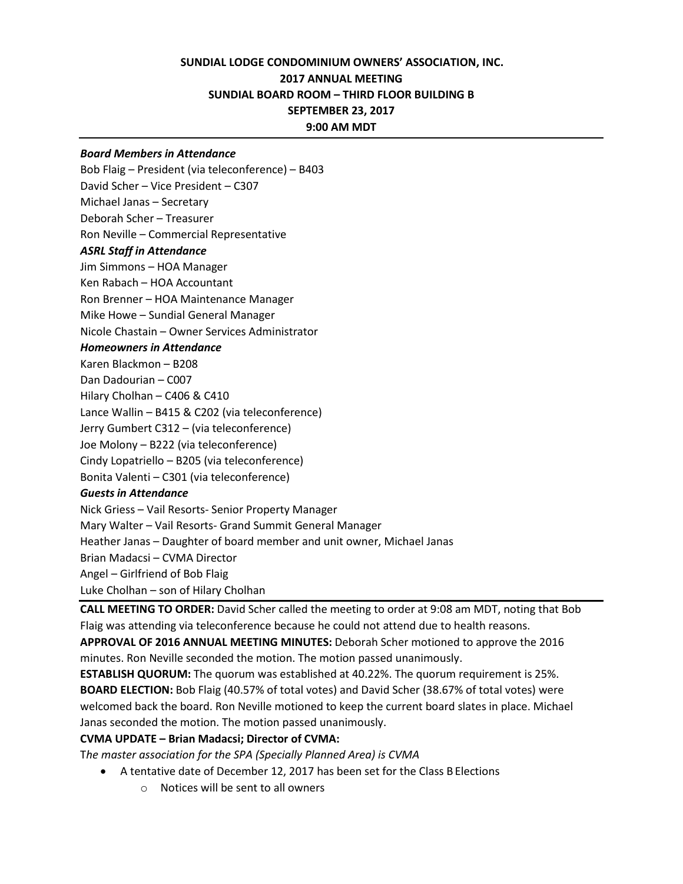# SUNDIAL LODGE CONDOMINIUM OWNERS' ASSOCIATION, INC.
## 2017 ANNUAL MEETING
## SUNDIAL BOARD ROOM – THIRD FLOOR BUILDING B
## SEPTEMBER 23, 2017
## 9:00 AM MDT

---

***Board Members in Attendance***

Bob Flaig – President (via teleconference) – B403
David Scher – Vice President – C307
Michael Janas – Secretary
Deborah Scher – Treasurer
Ron Neville – Commercial Representative

***ASRL Staff in Attendance***

Jim Simmons – HOA Manager
Ken Rabach – HOA Accountant
Ron Brenner – HOA Maintenance Manager
Mike Howe – Sundial General Manager
Nicole Chastain – Owner Services Administrator

***Homeowners in Attendance***

Karen Blackmon – B208
Dan Dadourian – C007
Hilary Cholhan – C406 & C410
Lance Wallin – B415 & C202 (via teleconference)
Jerry Gumbert C312 – (via teleconference)
Joe Molony – B222 (via teleconference)
Cindy Lopatriello – B205 (via teleconference)
Bonita Valenti – C301 (via teleconference)

***Guests in Attendance***

Nick Griess – Vail Resorts- Senior Property Manager
Mary Walter – Vail Resorts- Grand Summit General Manager
Heather Janas – Daughter of board member and unit owner, Michael Janas
Brian Madacsi – CVMA Director
Angel – Girlfriend of Bob Flaig
Luke Cholhan – son of Hilary Cholhan

---

**CALL MEETING TO ORDER:** David Scher called the meeting to order at 9:08 am MDT, noting that Bob Flaig was attending via teleconference because he could not attend due to health reasons.

**APPROVAL OF 2016 ANNUAL MEETING MINUTES:** Deborah Scher motioned to approve the 2016 minutes. Ron Neville seconded the motion. The motion passed unanimously.

**ESTABLISH QUORUM:** The quorum was established at 40.22%. The quorum requirement is 25%.

**BOARD ELECTION:** Bob Flaig (40.57% of total votes) and David Scher (38.67% of total votes) were welcomed back the board. Ron Neville motioned to keep the current board slates in place. Michael Janas seconded the motion. The motion passed unanimously.

**CVMA UPDATE – Brian Madacsi; Director of CVMA:**

T*he master association for the SPA (Specially Planned Area) is CVMA*

- A tentative date of December 12, 2017 has been set for the Class B Elections
  - Notices will be sent to all owners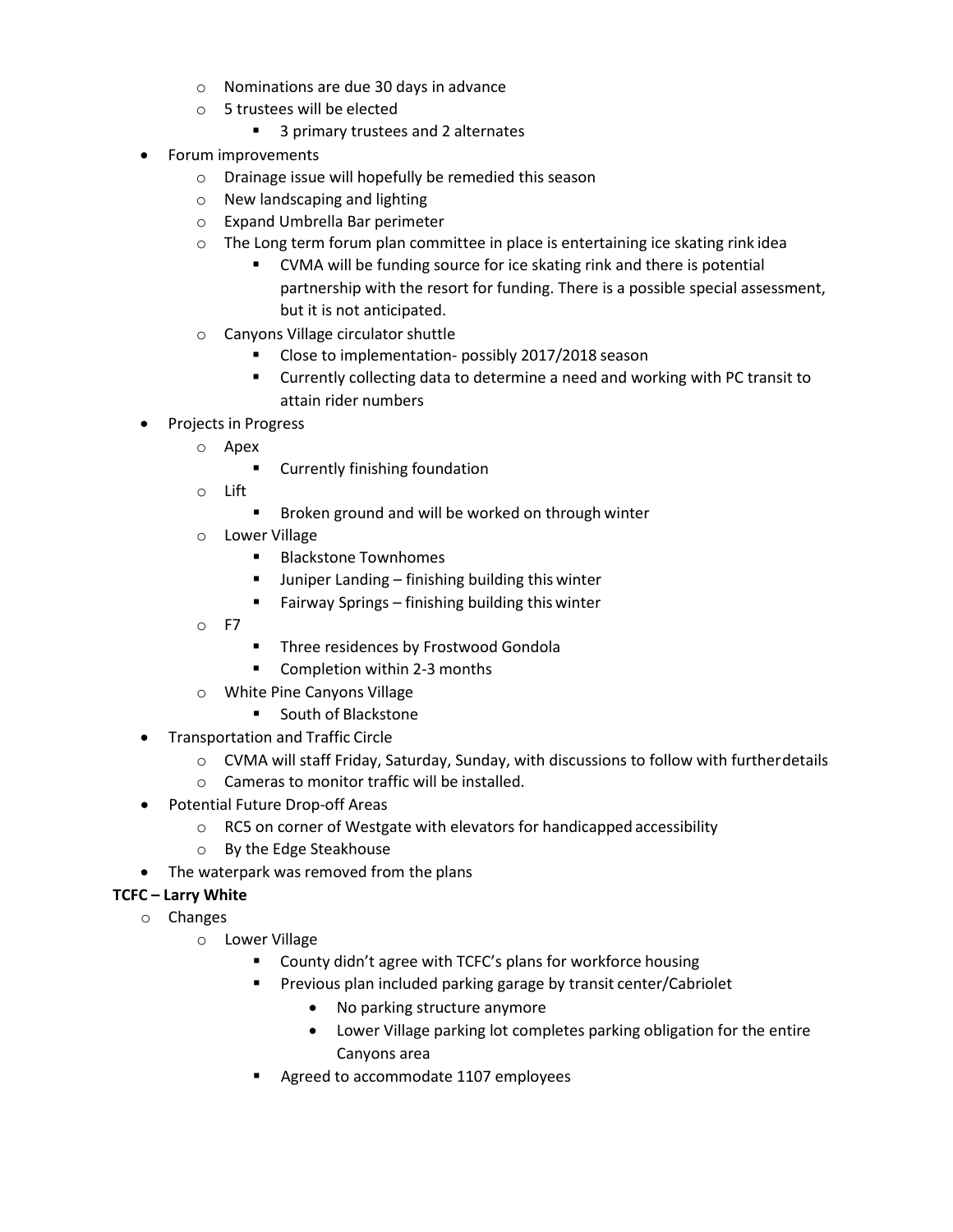- Nominations are due 30 days in advance
  - 5 trustees will be elected
    - 3 primary trustees and 2 alternates
- Forum improvements
  - Drainage issue will hopefully be remedied this season
  - New landscaping and lighting
  - Expand Umbrella Bar perimeter
  - The Long term forum plan committee in place is entertaining ice skating rink idea
    - CVMA will be funding source for ice skating rink and there is potential partnership with the resort for funding. There is a possible special assessment, but it is not anticipated.
  - Canyons Village circulator shuttle
    - Close to implementation- possibly 2017/2018 season
    - Currently collecting data to determine a need and working with PC transit to attain rider numbers
- Projects in Progress
  - Apex
    - Currently finishing foundation
  - Lift
    - Broken ground and will be worked on through winter
  - Lower Village
    - Blackstone Townhomes
    - Juniper Landing – finishing building this winter
    - Fairway Springs – finishing building this winter
  - F7
    - Three residences by Frostwood Gondola
    - Completion within 2-3 months
  - White Pine Canyons Village
    - South of Blackstone
- Transportation and Traffic Circle
  - CVMA will staff Friday, Saturday, Sunday, with discussions to follow with further details
  - Cameras to monitor traffic will be installed.
- Potential Future Drop-off Areas
  - RC5 on corner of Westgate with elevators for handicapped accessibility
  - By the Edge Steakhouse
- The waterpark was removed from the plans

**TCFC – Larry White**

- Changes
  - Lower Village
    - County didn't agree with TCFC's plans for workforce housing
    - Previous plan included parking garage by transit center/Cabriolet
      - No parking structure anymore
      - Lower Village parking lot completes parking obligation for the entire Canyons area
    - Agreed to accommodate 1107 employees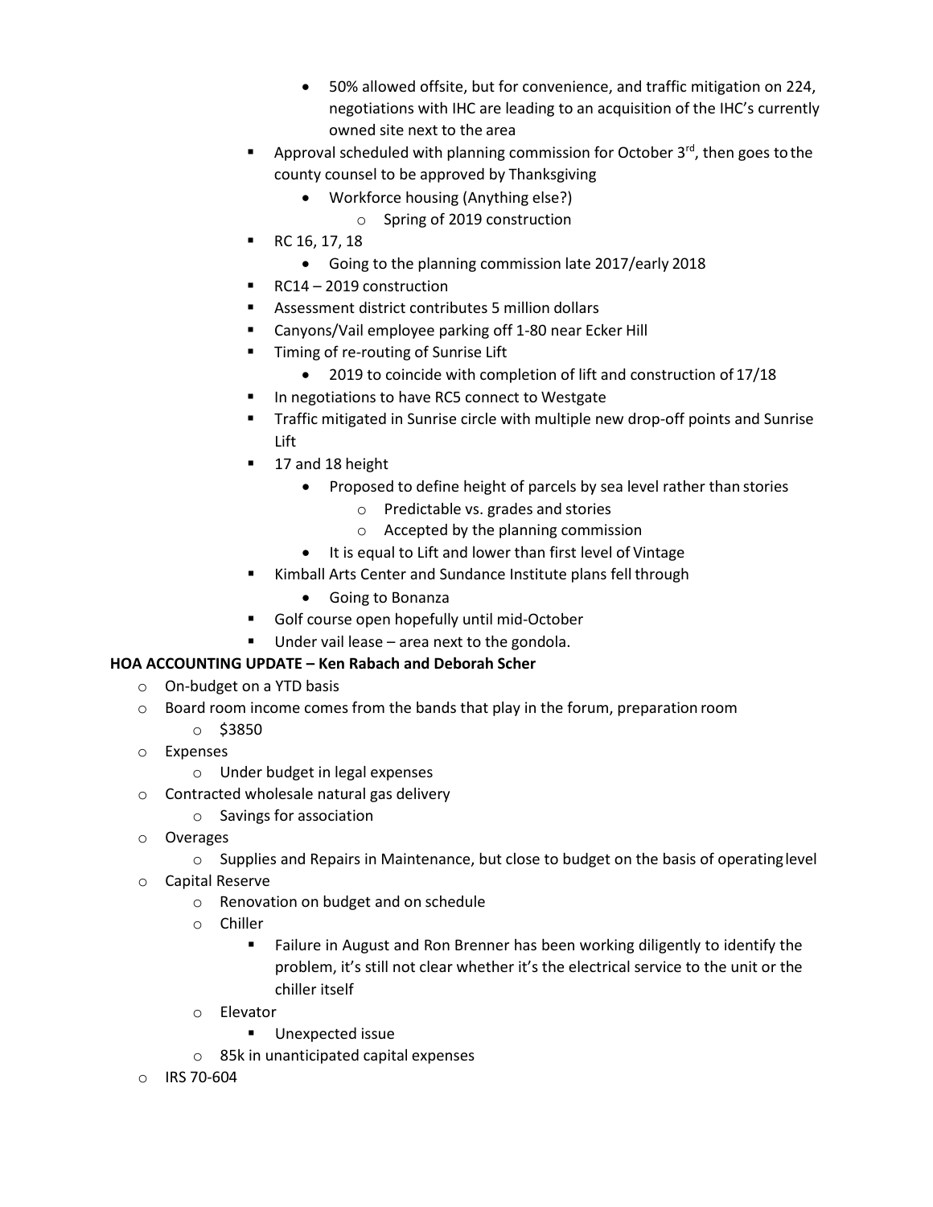- 50% allowed offsite, but for convenience, and traffic mitigation on 224, negotiations with IHC are leading to an acquisition of the IHC's currently owned site next to the area
    - Approval scheduled with planning commission for October 3rd, then goes to the county counsel to be approved by Thanksgiving
        - Workforce housing (Anything else?)
            - Spring of 2019 construction
    - RC 16, 17, 18
        - Going to the planning commission late 2017/early 2018
    - RC14 – 2019 construction
    - Assessment district contributes 5 million dollars
    - Canyons/Vail employee parking off 1-80 near Ecker Hill
    - Timing of re-routing of Sunrise Lift
        - 2019 to coincide with completion of lift and construction of 17/18
    - In negotiations to have RC5 connect to Westgate
    - Traffic mitigated in Sunrise circle with multiple new drop-off points and Sunrise Lift
    - 17 and 18 height
        - Proposed to define height of parcels by sea level rather than stories
            - Predictable vs. grades and stories
            - Accepted by the planning commission
        - It is equal to Lift and lower than first level of Vintage
    - Kimball Arts Center and Sundance Institute plans fell through
        - Going to Bonanza
    - Golf course open hopefully until mid-October
    - Under vail lease – area next to the gondola.

**HOA ACCOUNTING UPDATE – Ken Rabach and Deborah Scher**

- On-budget on a YTD basis
- Board room income comes from the bands that play in the forum, preparation room
    - $3850
- Expenses
    - Under budget in legal expenses
- Contracted wholesale natural gas delivery
    - Savings for association
- Overages
    - Supplies and Repairs in Maintenance, but close to budget on the basis of operating level
- Capital Reserve
    - Renovation on budget and on schedule
    - Chiller
        - Failure in August and Ron Brenner has been working diligently to identify the problem, it's still not clear whether it's the electrical service to the unit or the chiller itself
    - Elevator
        - Unexpected issue
    - 85k in unanticipated capital expenses
- IRS 70-604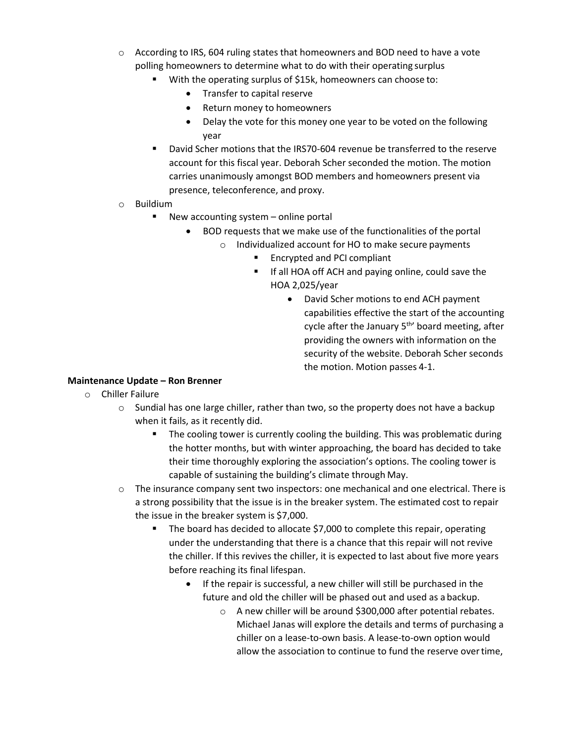- According to IRS, 604 ruling states that homeowners and BOD need to have a vote polling homeowners to determine what to do with their operating surplus
  - With the operating surplus of $15k, homeowners can choose to:
    - Transfer to capital reserve
    - Return money to homeowners
    - Delay the vote for this money one year to be voted on the following year
  - David Scher motions that the IRS70-604 revenue be transferred to the reserve account for this fiscal year. Deborah Scher seconded the motion. The motion carries unanimously amongst BOD members and homeowners present via presence, teleconference, and proxy.
- Buildium
  - New accounting system – online portal
    - BOD requests that we make use of the functionalities of the portal
      - Individualized account for HO to make secure payments
        - Encrypted and PCI compliant
        - If all HOA off ACH and paying online, could save the HOA 2,025/year
          - David Scher motions to end ACH payment capabilities effective the start of the accounting cycle after the January 5th' board meeting, after providing the owners with information on the security of the website. Deborah Scher seconds the motion. Motion passes 4-1.

**Maintenance Update – Ron Brenner**

- Chiller Failure
  - Sundial has one large chiller, rather than two, so the property does not have a backup when it fails, as it recently did.
    - The cooling tower is currently cooling the building. This was problematic during the hotter months, but with winter approaching, the board has decided to take their time thoroughly exploring the association's options. The cooling tower is capable of sustaining the building's climate through May.
  - The insurance company sent two inspectors: one mechanical and one electrical. There is a strong possibility that the issue is in the breaker system. The estimated cost to repair the issue in the breaker system is $7,000.
    - The board has decided to allocate $7,000 to complete this repair, operating under the understanding that there is a chance that this repair will not revive the chiller. If this revives the chiller, it is expected to last about five more years before reaching its final lifespan.
      - If the repair is successful, a new chiller will still be purchased in the future and old the chiller will be phased out and used as a backup.
        - A new chiller will be around $300,000 after potential rebates. Michael Janas will explore the details and terms of purchasing a chiller on a lease-to-own basis. A lease-to-own option would allow the association to continue to fund the reserve over time,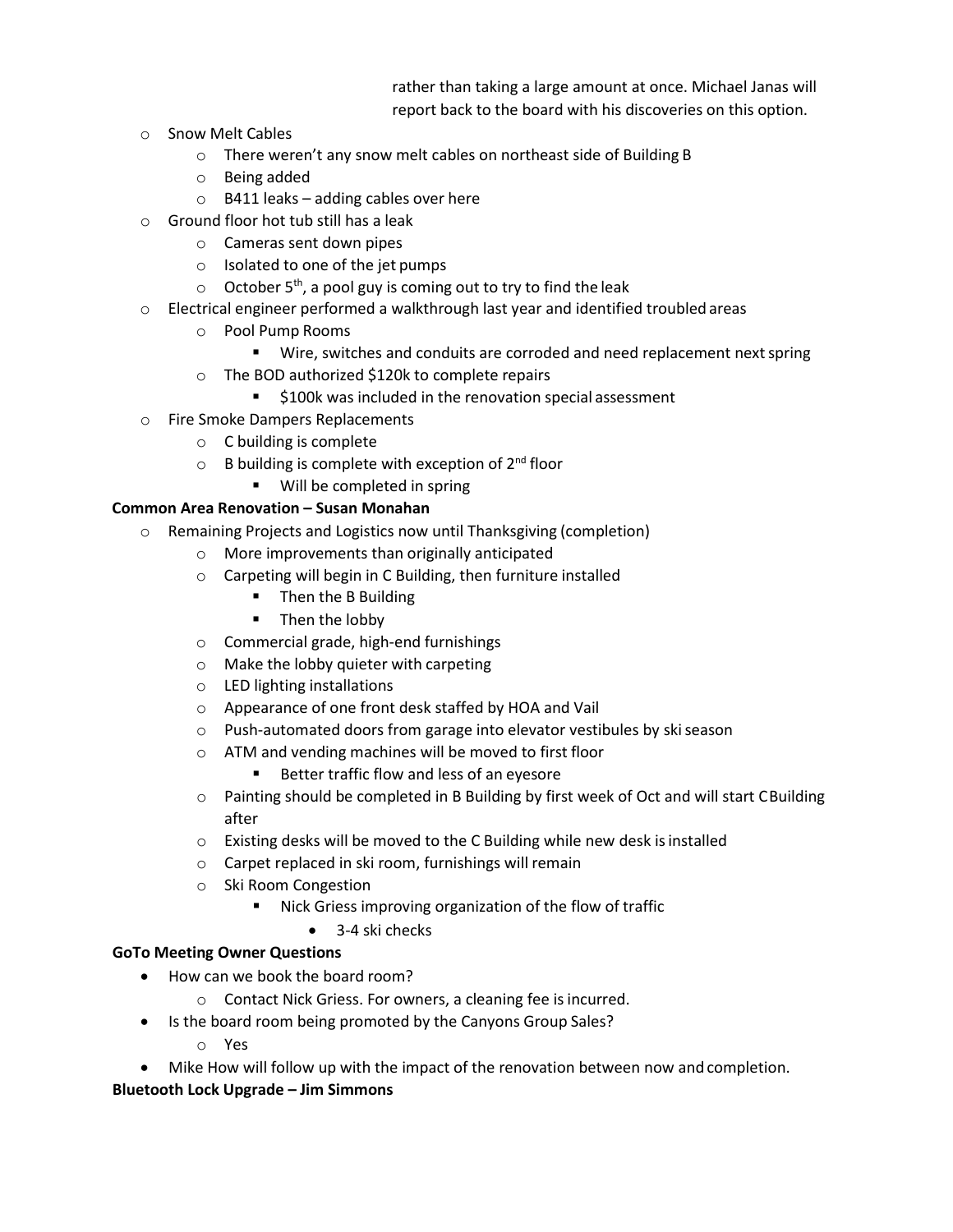rather than taking a large amount at once. Michael Janas will report back to the board with his discoveries on this option.

- Snow Melt Cables
    - There weren't any snow melt cables on northeast side of Building B
    - Being added
    - B411 leaks – adding cables over here
- Ground floor hot tub still has a leak
    - Cameras sent down pipes
    - Isolated to one of the jet pumps
    - October 5th, a pool guy is coming out to try to find the leak
- Electrical engineer performed a walkthrough last year and identified troubled areas
    - Pool Pump Rooms
        - Wire, switches and conduits are corroded and need replacement next spring
    - The BOD authorized $120k to complete repairs
        - $100k was included in the renovation special assessment
- Fire Smoke Dampers Replacements
    - C building is complete
    - B building is complete with exception of 2nd floor
        - Will be completed in spring

**Common Area Renovation – Susan Monahan**

- Remaining Projects and Logistics now until Thanksgiving (completion)
    - More improvements than originally anticipated
    - Carpeting will begin in C Building, then furniture installed
        - Then the B Building
        - Then the lobby
    - Commercial grade, high-end furnishings
    - Make the lobby quieter with carpeting
    - LED lighting installations
    - Appearance of one front desk staffed by HOA and Vail
    - Push-automated doors from garage into elevator vestibules by ski season
    - ATM and vending machines will be moved to first floor
        - Better traffic flow and less of an eyesore
    - Painting should be completed in B Building by first week of Oct and will start C Building after
    - Existing desks will be moved to the C Building while new desk is installed
    - Carpet replaced in ski room, furnishings will remain
    - Ski Room Congestion
        - Nick Griess improving organization of the flow of traffic
            - 3-4 ski checks

**GoTo Meeting Owner Questions**

- How can we book the board room?
    - Contact Nick Griess. For owners, a cleaning fee is incurred.
- Is the board room being promoted by the Canyons Group Sales?
    - Yes
- Mike How will follow up with the impact of the renovation between now and completion.

**Bluetooth Lock Upgrade – Jim Simmons**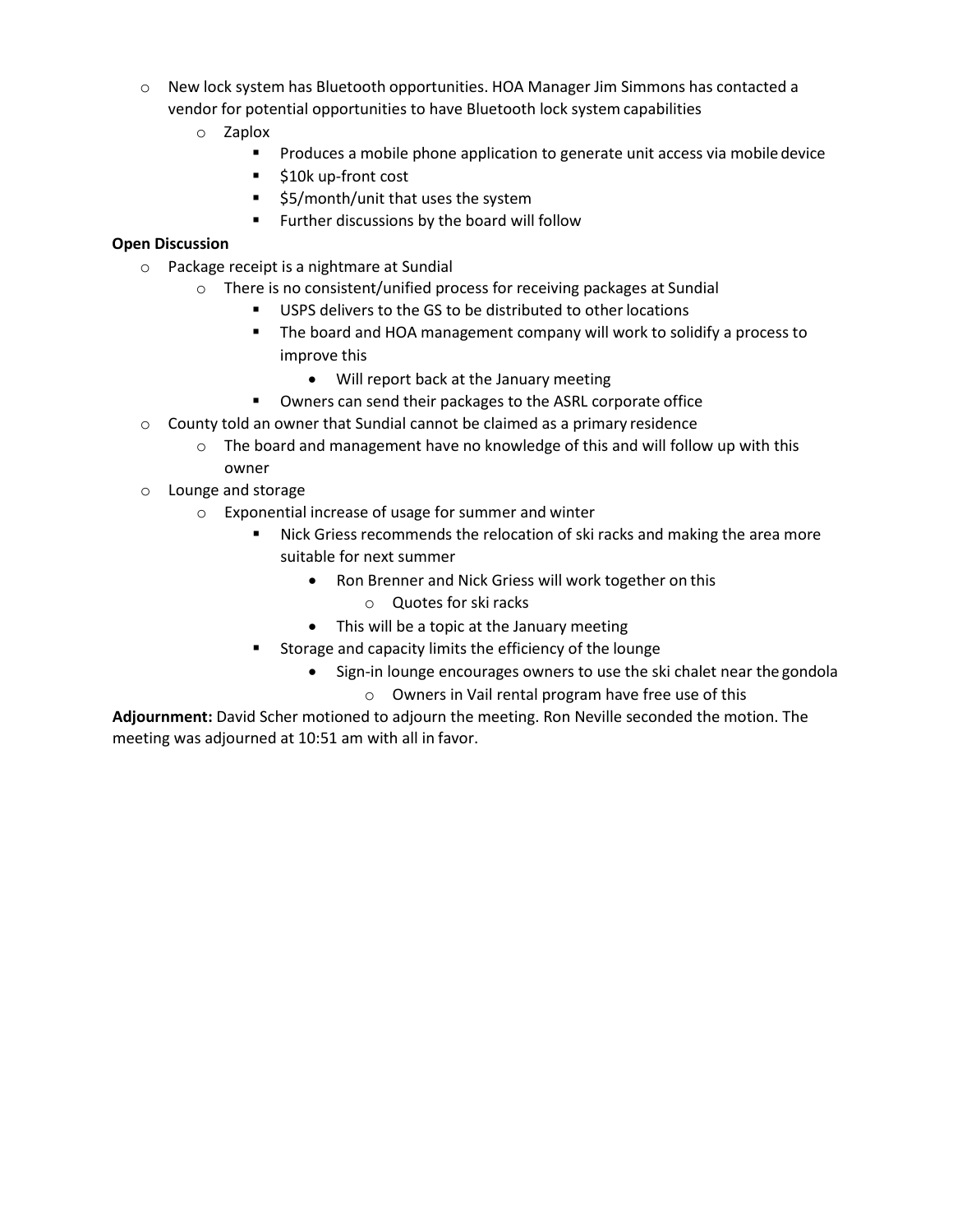- New lock system has Bluetooth opportunities. HOA Manager Jim Simmons has contacted a vendor for potential opportunities to have Bluetooth lock system capabilities
    - Zaplox
        - Produces a mobile phone application to generate unit access via mobile device
        - $10k up-front cost
        - $5/month/unit that uses the system
        - Further discussions by the board will follow

**Open Discussion**

- Package receipt is a nightmare at Sundial
    - There is no consistent/unified process for receiving packages at Sundial
        - USPS delivers to the GS to be distributed to other locations
        - The board and HOA management company will work to solidify a process to improve this
            - Will report back at the January meeting
        - Owners can send their packages to the ASRL corporate office
- County told an owner that Sundial cannot be claimed as a primary residence
    - The board and management have no knowledge of this and will follow up with this owner
- Lounge and storage
    - Exponential increase of usage for summer and winter
        - Nick Griess recommends the relocation of ski racks and making the area more suitable for next summer
            - Ron Brenner and Nick Griess will work together on this
                - Quotes for ski racks
            - This will be a topic at the January meeting
        - Storage and capacity limits the efficiency of the lounge
            - Sign-in lounge encourages owners to use the ski chalet near the gondola
                - Owners in Vail rental program have free use of this

**Adjournment:** David Scher motioned to adjourn the meeting. Ron Neville seconded the motion. The meeting was adjourned at 10:51 am with all in favor.